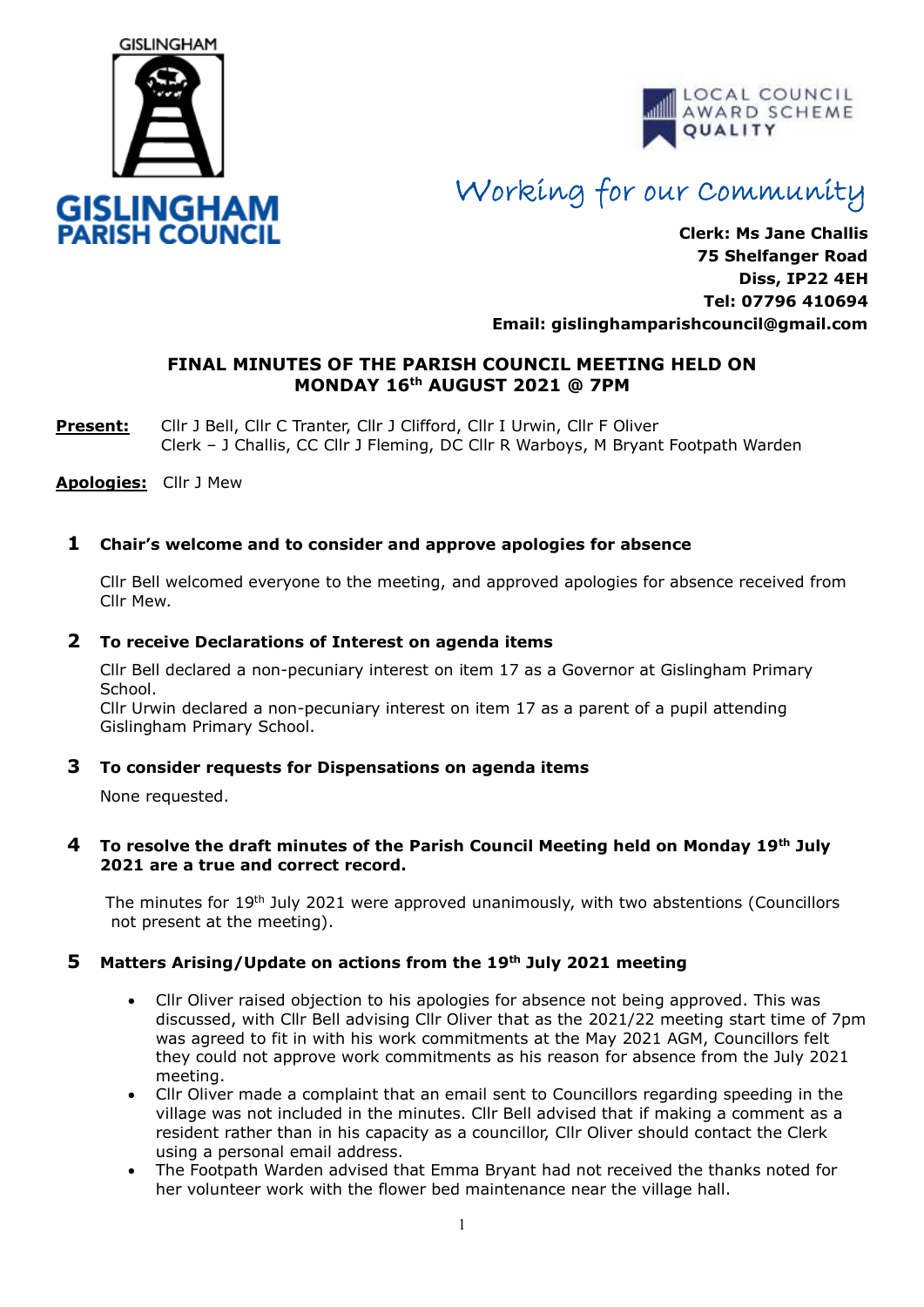GISLINGHAM

**GISLINGHAM PARISH COUNCIL**

LOCAL COUNCIL AWARD SCHEME QUALITY

*Working for our Community*

**Clerk: Ms Jane Challis**
**75 Shelfanger Road**
**Diss, IP22 4EH**
**Tel: 07796 410694**
**Email: gislinghamparishcouncil@gmail.com**

## FINAL MINUTES OF THE PARISH COUNCIL MEETING HELD ON MONDAY 16th AUGUST 2021 @ 7PM

**Present:** Cllr J Bell, Cllr C Tranter, Cllr J Clifford, Cllr I Urwin, Cllr F Oliver
Clerk – J Challis, CC Cllr J Fleming, DC Cllr R Warboys, M Bryant Footpath Warden

**Apologies:** Cllr J Mew

### 1 Chair's welcome and to consider and approve apologies for absence

Cllr Bell welcomed everyone to the meeting, and approved apologies for absence received from Cllr Mew.

### 2 To receive Declarations of Interest on agenda items

Cllr Bell declared a non-pecuniary interest on item 17 as a Governor at Gislingham Primary School.
Cllr Urwin declared a non-pecuniary interest on item 17 as a parent of a pupil attending Gislingham Primary School.

### 3 To consider requests for Dispensations on agenda items

None requested.

### 4 To resolve the draft minutes of the Parish Council Meeting held on Monday 19th July 2021 are a true and correct record.

The minutes for 19th July 2021 were approved unanimously, with two abstentions (Councillors not present at the meeting).

### 5 Matters Arising/Update on actions from the 19th July 2021 meeting

- Cllr Oliver raised objection to his apologies for absence not being approved. This was discussed, with Cllr Bell advising Cllr Oliver that as the 2021/22 meeting start time of 7pm was agreed to fit in with his work commitments at the May 2021 AGM, Councillors felt they could not approve work commitments as his reason for absence from the July 2021 meeting.
- Cllr Oliver made a complaint that an email sent to Councillors regarding speeding in the village was not included in the minutes. Cllr Bell advised that if making a comment as a resident rather than in his capacity as a councillor, Cllr Oliver should contact the Clerk using a personal email address.
- The Footpath Warden advised that Emma Bryant had not received the thanks noted for her volunteer work with the flower bed maintenance near the village hall.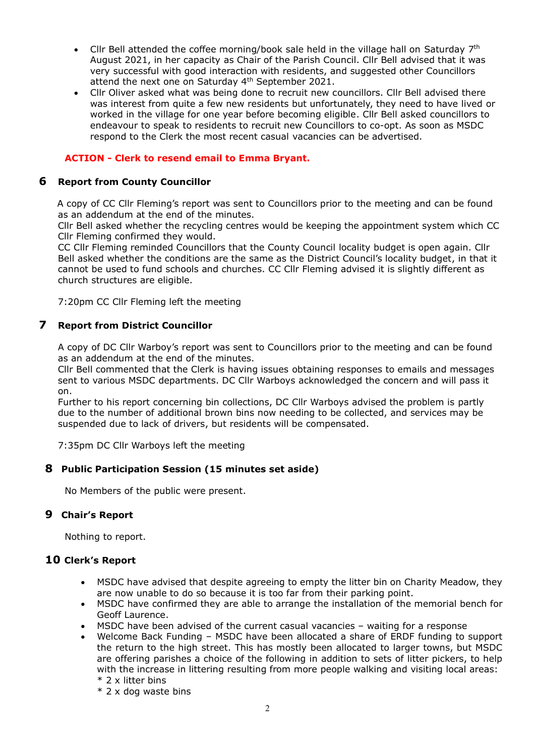- Cllr Bell attended the coffee morning/book sale held in the village hall on Saturday 7th August 2021, in her capacity as Chair of the Parish Council. Cllr Bell advised that it was very successful with good interaction with residents, and suggested other Councillors attend the next one on Saturday 4th September 2021.
- Cllr Oliver asked what was being done to recruit new councillors. Cllr Bell advised there was interest from quite a few new residents but unfortunately, they need to have lived or worked in the village for one year before becoming eligible. Cllr Bell asked councillors to endeavour to speak to residents to recruit new Councillors to co-opt. As soon as MSDC respond to the Clerk the most recent casual vacancies can be advertised.

**ACTION - Clerk to resend email to Emma Bryant.**

## 6 Report from County Councillor

A copy of CC Cllr Fleming's report was sent to Councillors prior to the meeting and can be found as an addendum at the end of the minutes.
Cllr Bell asked whether the recycling centres would be keeping the appointment system which CC Cllr Fleming confirmed they would.
CC Cllr Fleming reminded Councillors that the County Council locality budget is open again. Cllr Bell asked whether the conditions are the same as the District Council's locality budget, in that it cannot be used to fund schools and churches. CC Cllr Fleming advised it is slightly different as church structures are eligible.

7:20pm CC Cllr Fleming left the meeting

## 7 Report from District Councillor

A copy of DC Cllr Warboy's report was sent to Councillors prior to the meeting and can be found as an addendum at the end of the minutes.
Cllr Bell commented that the Clerk is having issues obtaining responses to emails and messages sent to various MSDC departments. DC Cllr Warboys acknowledged the concern and will pass it on.
Further to his report concerning bin collections, DC Cllr Warboys advised the problem is partly due to the number of additional brown bins now needing to be collected, and services may be suspended due to lack of drivers, but residents will be compensated.

7:35pm DC Cllr Warboys left the meeting

## 8 Public Participation Session (15 minutes set aside)

No Members of the public were present.

## 9 Chair's Report

Nothing to report.

## 10 Clerk's Report

- MSDC have advised that despite agreeing to empty the litter bin on Charity Meadow, they are now unable to do so because it is too far from their parking point.
- MSDC have confirmed they are able to arrange the installation of the memorial bench for Geoff Laurence.
- MSDC have been advised of the current casual vacancies – waiting for a response
- Welcome Back Funding – MSDC have been allocated a share of ERDF funding to support the return to the high street. This has mostly been allocated to larger towns, but MSDC are offering parishes a choice of the following in addition to sets of litter pickers, to help with the increase in littering resulting from more people walking and visiting local areas:
  * 2 x litter bins
  * 2 x dog waste bins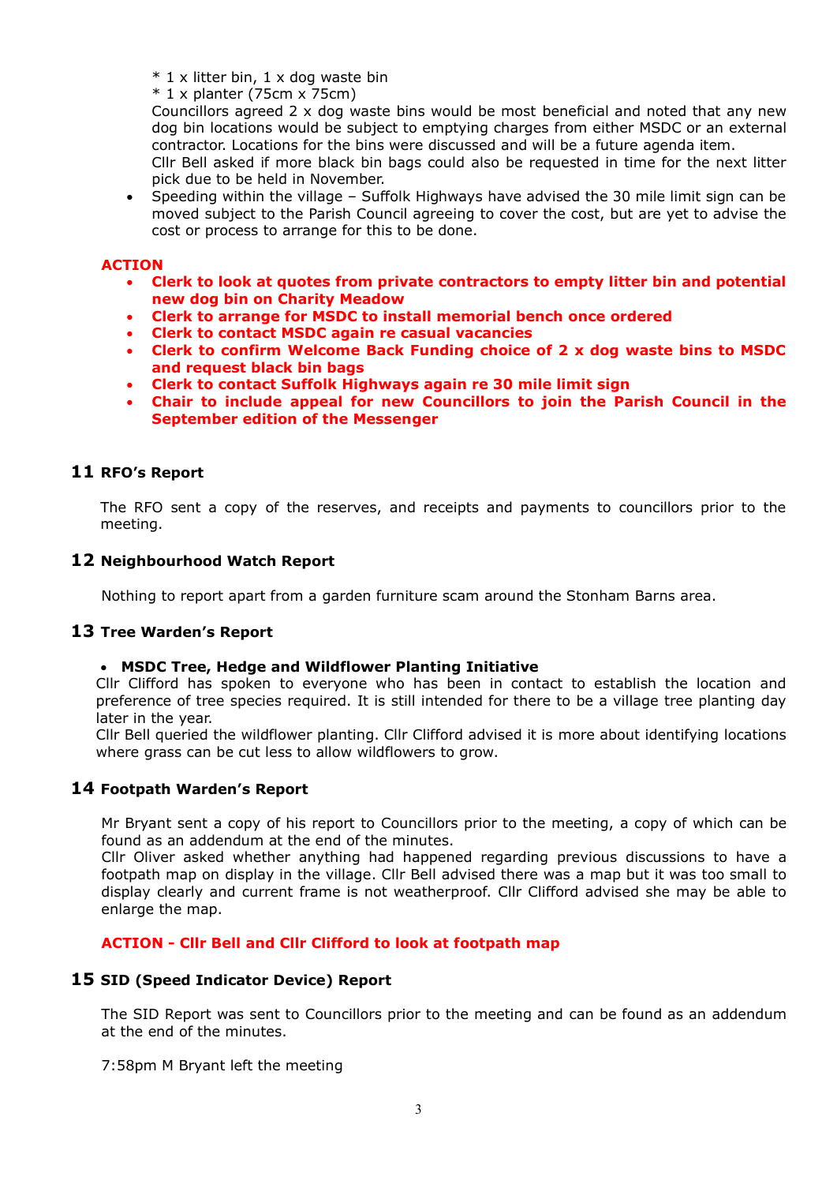* 1 x litter bin, 1 x dog waste bin
  * 1 x planter (75cm x 75cm)
  
  Councillors agreed 2 x dog waste bins would be most beneficial and noted that any new dog bin locations would be subject to emptying charges from either MSDC or an external contractor. Locations for the bins were discussed and will be a future agenda item.
  
  Cllr Bell asked if more black bin bags could also be requested in time for the next litter pick due to be held in November.
- Speeding within the village – Suffolk Highways have advised the 30 mile limit sign can be moved subject to the Parish Council agreeing to cover the cost, but are yet to advise the cost or process to arrange for this to be done.

**ACTION**

- **Clerk to look at quotes from private contractors to empty litter bin and potential new dog bin on Charity Meadow**
- **Clerk to arrange for MSDC to install memorial bench once ordered**
- **Clerk to contact MSDC again re casual vacancies**
- **Clerk to confirm Welcome Back Funding choice of 2 x dog waste bins to MSDC and request black bin bags**
- **Clerk to contact Suffolk Highways again re 30 mile limit sign**
- **Chair to include appeal for new Councillors to join the Parish Council in the September edition of the Messenger**

## 11 RFO's Report

The RFO sent a copy of the reserves, and receipts and payments to councillors prior to the meeting.

## 12 Neighbourhood Watch Report

Nothing to report apart from a garden furniture scam around the Stonham Barns area.

## 13 Tree Warden's Report

- **MSDC Tree, Hedge and Wildflower Planting Initiative**

Cllr Clifford has spoken to everyone who has been in contact to establish the location and preference of tree species required. It is still intended for there to be a village tree planting day later in the year.

Cllr Bell queried the wildflower planting. Cllr Clifford advised it is more about identifying locations where grass can be cut less to allow wildflowers to grow.

## 14 Footpath Warden's Report

Mr Bryant sent a copy of his report to Councillors prior to the meeting, a copy of which can be found as an addendum at the end of the minutes.

Cllr Oliver asked whether anything had happened regarding previous discussions to have a footpath map on display in the village. Cllr Bell advised there was a map but it was too small to display clearly and current frame is not weatherproof. Cllr Clifford advised she may be able to enlarge the map.

**ACTION - Cllr Bell and Cllr Clifford to look at footpath map**

## 15 SID (Speed Indicator Device) Report

The SID Report was sent to Councillors prior to the meeting and can be found as an addendum at the end of the minutes.

7:58pm M Bryant left the meeting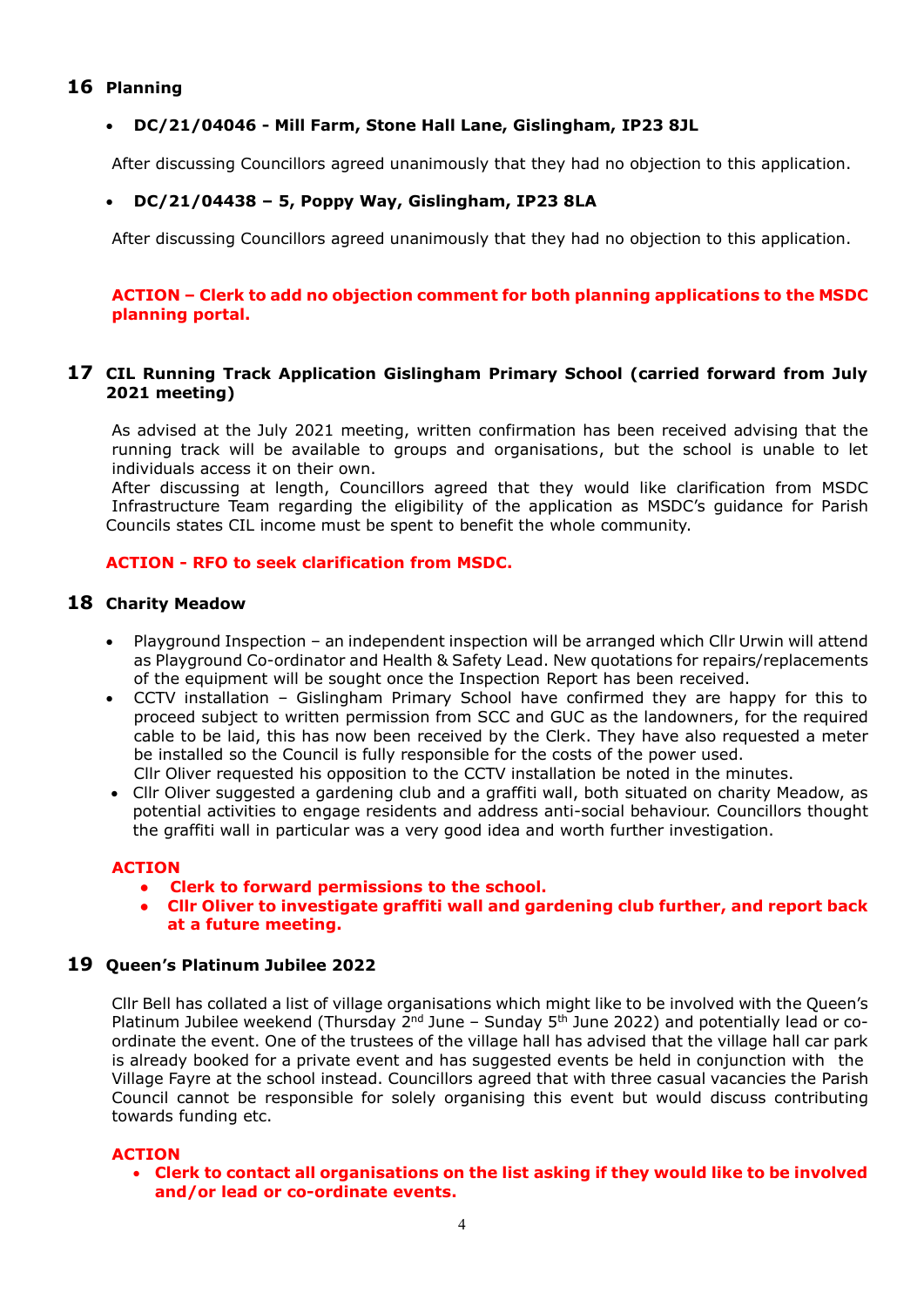## 16 Planning

- **DC/21/04046 - Mill Farm, Stone Hall Lane, Gislingham, IP23 8JL**

After discussing Councillors agreed unanimously that they had no objection to this application.

- **DC/21/04438 – 5, Poppy Way, Gislingham, IP23 8LA**

After discussing Councillors agreed unanimously that they had no objection to this application.

**ACTION – Clerk to add no objection comment for both planning applications to the MSDC planning portal.**

## 17 CIL Running Track Application Gislingham Primary School (carried forward from July 2021 meeting)

As advised at the July 2021 meeting, written confirmation has been received advising that the running track will be available to groups and organisations, but the school is unable to let individuals access it on their own.

After discussing at length, Councillors agreed that they would like clarification from MSDC Infrastructure Team regarding the eligibility of the application as MSDC's guidance for Parish Councils states CIL income must be spent to benefit the whole community.

**ACTION - RFO to seek clarification from MSDC.**

## 18 Charity Meadow

- Playground Inspection – an independent inspection will be arranged which Cllr Urwin will attend as Playground Co-ordinator and Health & Safety Lead. New quotations for repairs/replacements of the equipment will be sought once the Inspection Report has been received.
- CCTV installation – Gislingham Primary School have confirmed they are happy for this to proceed subject to written permission from SCC and GUC as the landowners, for the required cable to be laid, this has now been received by the Clerk. They have also requested a meter be installed so the Council is fully responsible for the costs of the power used.
  Cllr Oliver requested his opposition to the CCTV installation be noted in the minutes.
- Cllr Oliver suggested a gardening club and a graffiti wall, both situated on charity Meadow, as potential activities to engage residents and address anti-social behaviour. Councillors thought the graffiti wall in particular was a very good idea and worth further investigation.

**ACTION**

- **Clerk to forward permissions to the school.**
- **Cllr Oliver to investigate graffiti wall and gardening club further, and report back at a future meeting.**

## 19 Queen's Platinum Jubilee 2022

Cllr Bell has collated a list of village organisations which might like to be involved with the Queen's Platinum Jubilee weekend (Thursday 2nd June – Sunday 5th June 2022) and potentially lead or co-ordinate the event. One of the trustees of the village hall has advised that the village hall car park is already booked for a private event and has suggested events be held in conjunction with the Village Fayre at the school instead. Councillors agreed that with three casual vacancies the Parish Council cannot be responsible for solely organising this event but would discuss contributing towards funding etc.

**ACTION**

- **Clerk to contact all organisations on the list asking if they would like to be involved and/or lead or co-ordinate events.**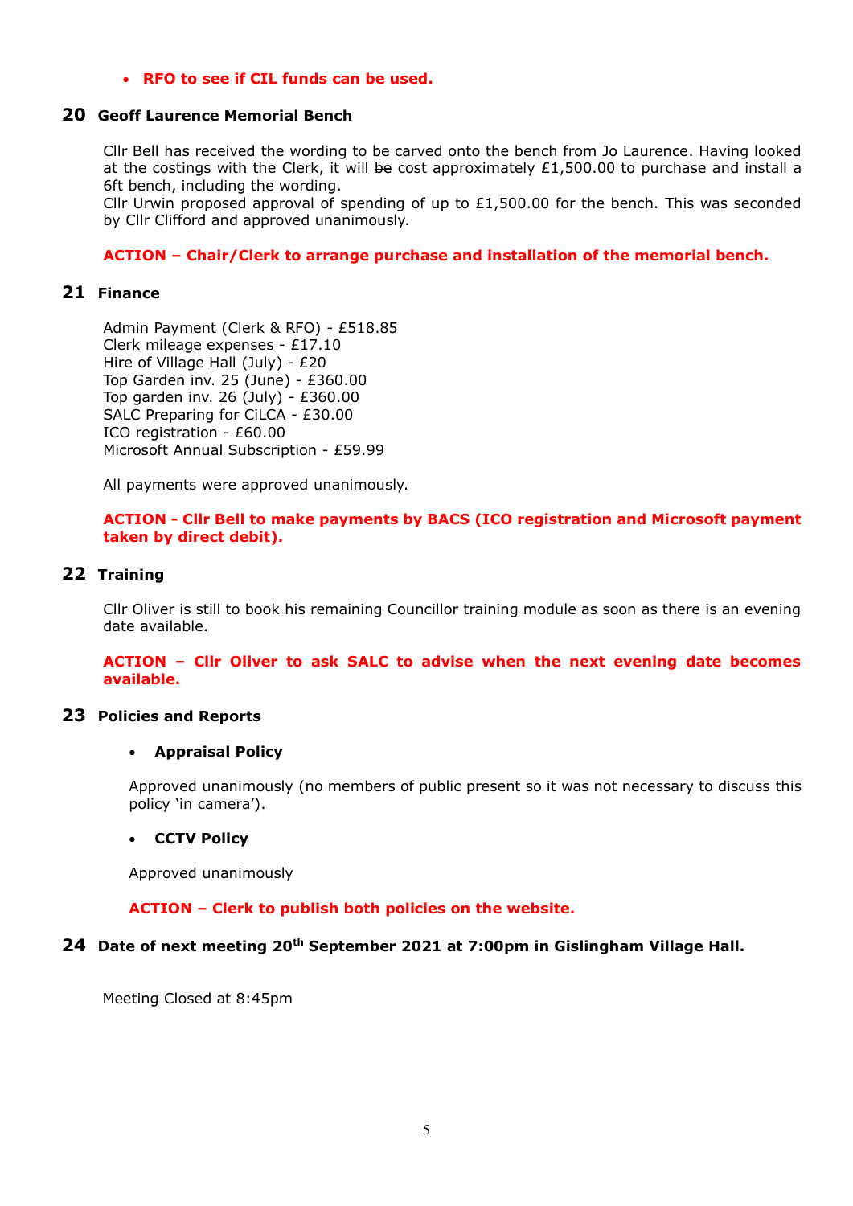- **RFO to see if CIL funds can be used.**

## 20 Geoff Laurence Memorial Bench

Cllr Bell has received the wording to be carved onto the bench from Jo Laurence. Having looked at the costings with the Clerk, it will ~~be~~ cost approximately £1,500.00 to purchase and install a 6ft bench, including the wording.
Cllr Urwin proposed approval of spending of up to £1,500.00 for the bench. This was seconded by Cllr Clifford and approved unanimously.

**ACTION – Chair/Clerk to arrange purchase and installation of the memorial bench.**

## 21 Finance

Admin Payment (Clerk & RFO) - £518.85
Clerk mileage expenses - £17.10
Hire of Village Hall (July) - £20
Top Garden inv. 25 (June) - £360.00
Top garden inv. 26 (July) - £360.00
SALC Preparing for CiLCA - £30.00
ICO registration - £60.00
Microsoft Annual Subscription - £59.99

All payments were approved unanimously.

**ACTION - Cllr Bell to make payments by BACS (ICO registration and Microsoft payment taken by direct debit).**

## 22 Training

Cllr Oliver is still to book his remaining Councillor training module as soon as there is an evening date available.

**ACTION – Cllr Oliver to ask SALC to advise when the next evening date becomes available.**

## 23 Policies and Reports

- **Appraisal Policy**

Approved unanimously (no members of public present so it was not necessary to discuss this policy 'in camera').

- **CCTV Policy**

Approved unanimously

**ACTION – Clerk to publish both policies on the website.**

## 24 Date of next meeting 20th September 2021 at 7:00pm in Gislingham Village Hall.

Meeting Closed at 8:45pm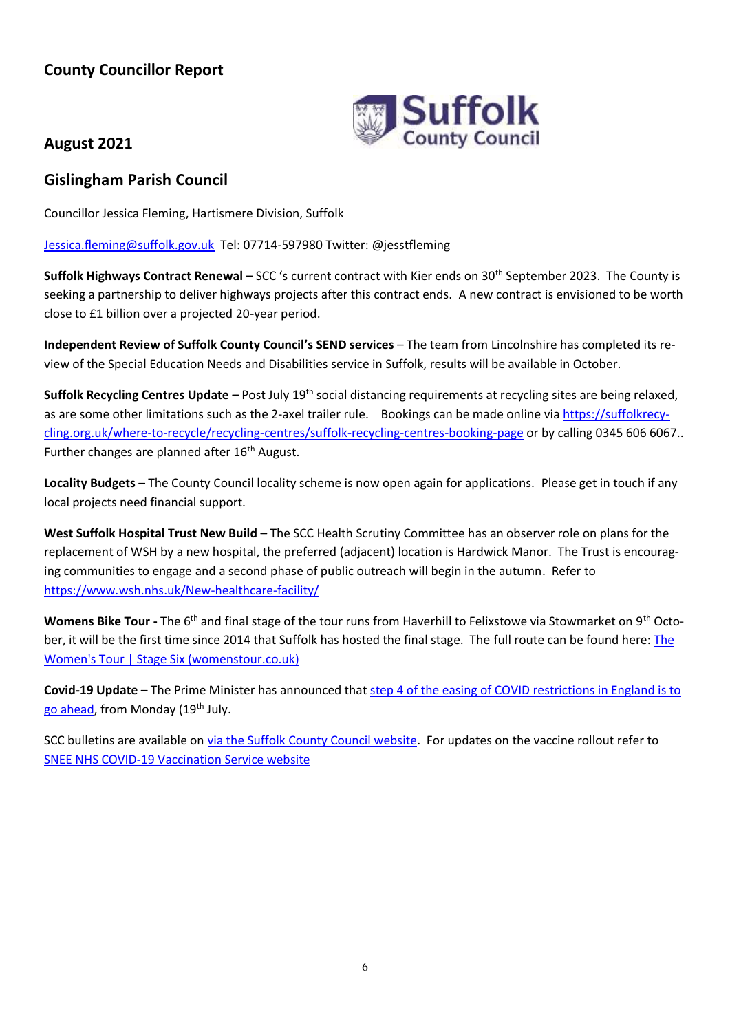## County Councillor Report

## August 2021

## Gislingham Parish Council

Councillor Jessica Fleming, Hartismere Division, Suffolk

[Jessica.fleming@suffolk.gov.uk](mailto:Jessica.fleming@suffolk.gov.uk) Tel: 07714-597980 Twitter: @jesstfleming

**Suffolk Highways Contract Renewal –** SCC 's current contract with Kier ends on 30th September 2023. The County is seeking a partnership to deliver highways projects after this contract ends. A new contract is envisioned to be worth close to £1 billion over a projected 20-year period.

**Independent Review of Suffolk County Council's SEND services** – The team from Lincolnshire has completed its review of the Special Education Needs and Disabilities service in Suffolk, results will be available in October.

**Suffolk Recycling Centres Update –** Post July 19th social distancing requirements at recycling sites are being relaxed, as are some other limitations such as the 2-axel trailer rule. Bookings can be made online via [https://suffolkrecycling.org.uk/where-to-recycle/recycling-centres/suffolk-recycling-centres-booking-page](https://suffolkrecycling.org.uk/where-to-recycle/recycling-centres/suffolk-recycling-centres-booking-page) or by calling 0345 606 6067.. Further changes are planned after 16th August.

**Locality Budgets** – The County Council locality scheme is now open again for applications. Please get in touch if any local projects need financial support.

**West Suffolk Hospital Trust New Build** – The SCC Health Scrutiny Committee has an observer role on plans for the replacement of WSH by a new hospital, the preferred (adjacent) location is Hardwick Manor. The Trust is encouraging communities to engage and a second phase of public outreach will begin in the autumn. Refer to [https://www.wsh.nhs.uk/New-healthcare-facility/](https://www.wsh.nhs.uk/New-healthcare-facility/)

**Womens Bike Tour -** The 6th and final stage of the tour runs from Haverhill to Felixstowe via Stowmarket on 9th October, it will be the first time since 2014 that Suffolk has hosted the final stage. The full route can be found here: The Women's Tour | Stage Six (womenstour.co.uk)

**Covid-19 Update** – The Prime Minister has announced that step 4 of the easing of COVID restrictions in England is to go ahead, from Monday (19th July.

SCC bulletins are available on via the Suffolk County Council website. For updates on the vaccine rollout refer to SNEE NHS COVID-19 Vaccination Service website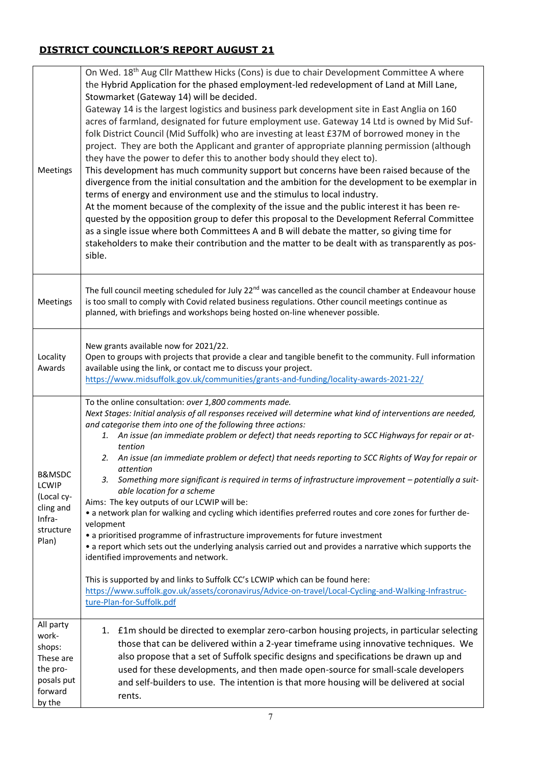## **DISTRICT COUNCILLOR'S REPORT AUGUST 21**

| | |
|---|---|
| Meetings | On Wed. 18th Aug Cllr Matthew Hicks (Cons) is due to chair Development Committee A where the Hybrid Application for the phased employment-led redevelopment of Land at Mill Lane, Stowmarket (Gateway 14) will be decided.<br>Gateway 14 is the largest logistics and business park development site in East Anglia on 160 acres of farmland, designated for future employment use. Gateway 14 Ltd is owned by Mid Suffolk District Council (Mid Suffolk) who are investing at least £37M of borrowed money in the project. They are both the Applicant and granter of appropriate planning permission (although they have the power to defer this to another body should they elect to).<br>This development has much community support but concerns have been raised because of the divergence from the initial consultation and the ambition for the development to be exemplar in terms of energy and environment use and the stimulus to local industry.<br>At the moment because of the complexity of the issue and the public interest it has been requested by the opposition group to defer this proposal to the Development Referral Committee as a single issue where both Committees A and B will debate the matter, so giving time for stakeholders to make their contribution and the matter to be dealt with as transparently as possible. |
| Meetings | The full council meeting scheduled for July 22nd was cancelled as the council chamber at Endeavour house is too small to comply with Covid related business regulations. Other council meetings continue as planned, with briefings and workshops being hosted on-line whenever possible. |
| Locality Awards | New grants available now for 2021/22.<br>Open to groups with projects that provide a clear and tangible benefit to the community. Full information available using the link, or contact me to discuss your project.<br>https://www.midsuffolk.gov.uk/communities/grants-and-funding/locality-awards-2021-22/ |
| B&MSDC LCWIP (Local cycling and Infrastructure Plan) | To the online consultation: *over 1,800 comments made.*<br>*Next Stages: Initial analysis of all responses received will determine what kind of interventions are needed, and categorise them into one of the following three actions:*<br>1. *An issue (an immediate problem or defect) that needs reporting to SCC Highways for repair or attention*<br>2. *An issue (an immediate problem or defect) that needs reporting to SCC Rights of Way for repair or attention*<br>3. *Something more significant is required in terms of infrastructure improvement – potentially a suitable location for a scheme*<br>Aims: The key outputs of our LCWIP will be:<br>• a network plan for walking and cycling which identifies preferred routes and core zones for further development<br>• a prioritised programme of infrastructure improvements for future investment<br>• a report which sets out the underlying analysis carried out and provides a narrative which supports the identified improvements and network.<br><br>This is supported by and links to Suffolk CC's LCWIP which can be found here:<br>https://www.suffolk.gov.uk/assets/coronavirus/Advice-on-travel/Local-Cycling-and-Walking-Infrastructure-Plan-for-Suffolk.pdf |
| All party workshops: These are the proposals put forward by the | 1. £1m should be directed to exemplar zero-carbon housing projects, in particular selecting those that can be delivered within a 2-year timeframe using innovative techniques. We also propose that a set of Suffolk specific designs and specifications be drawn up and used for these developments, and then made open-source for small-scale developers and self-builders to use. The intention is that more housing will be delivered at social rents. |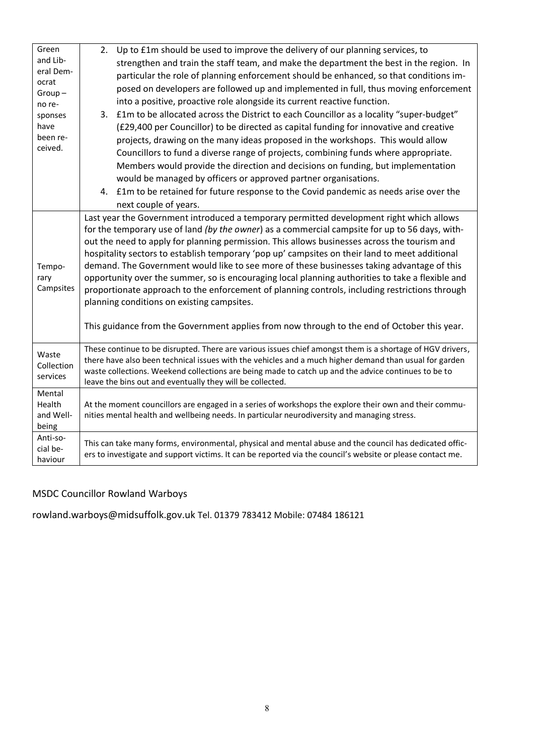| | |
|---|---|
| Green and Liberal Democrat Group – no responses have been received. | 2. Up to £1m should be used to improve the delivery of our planning services, to strengthen and train the staff team, and make the department the best in the region. In particular the role of planning enforcement should be enhanced, so that conditions imposed on developers are followed up and implemented in full, thus moving enforcement into a positive, proactive role alongside its current reactive function.<br>3. £1m to be allocated across the District to each Councillor as a locality "super-budget" (£29,400 per Councillor) to be directed as capital funding for innovative and creative projects, drawing on the many ideas proposed in the workshops. This would allow Councillors to fund a diverse range of projects, combining funds where appropriate. Members would provide the direction and decisions on funding, but implementation would be managed by officers or approved partner organisations.<br>4. £1m to be retained for future response to the Covid pandemic as needs arise over the next couple of years. |
| Temporary Campsites | Last year the Government introduced a temporary permitted development right which allows for the temporary use of land *(by the owner)* as a commercial campsite for up to 56 days, without the need to apply for planning permission. This allows businesses across the tourism and hospitality sectors to establish temporary 'pop up' campsites on their land to meet additional demand. The Government would like to see more of these businesses taking advantage of this opportunity over the summer, so is encouraging local planning authorities to take a flexible and proportionate approach to the enforcement of planning controls, including restrictions through planning conditions on existing campsites.<br><br>This guidance from the Government applies from now through to the end of October this year. |
| Waste Collection services | These continue to be disrupted. There are various issues chief amongst them is a shortage of HGV drivers, there have also been technical issues with the vehicles and a much higher demand than usual for garden waste collections. Weekend collections are being made to catch up and the advice continues to be to leave the bins out and eventually they will be collected. |
| Mental Health and Wellbeing | At the moment councillors are engaged in a series of workshops the explore their own and their communities mental health and wellbeing needs. In particular neurodiversity and managing stress. |
| Anti-social behaviour | This can take many forms, environmental, physical and mental abuse and the council has dedicated officers to investigate and support victims. It can be reported via the council's website or please contact me. |

MSDC Councillor Rowland Warboys

rowland.warboys@midsuffolk.gov.uk Tel. 01379 783412 Mobile: 07484 186121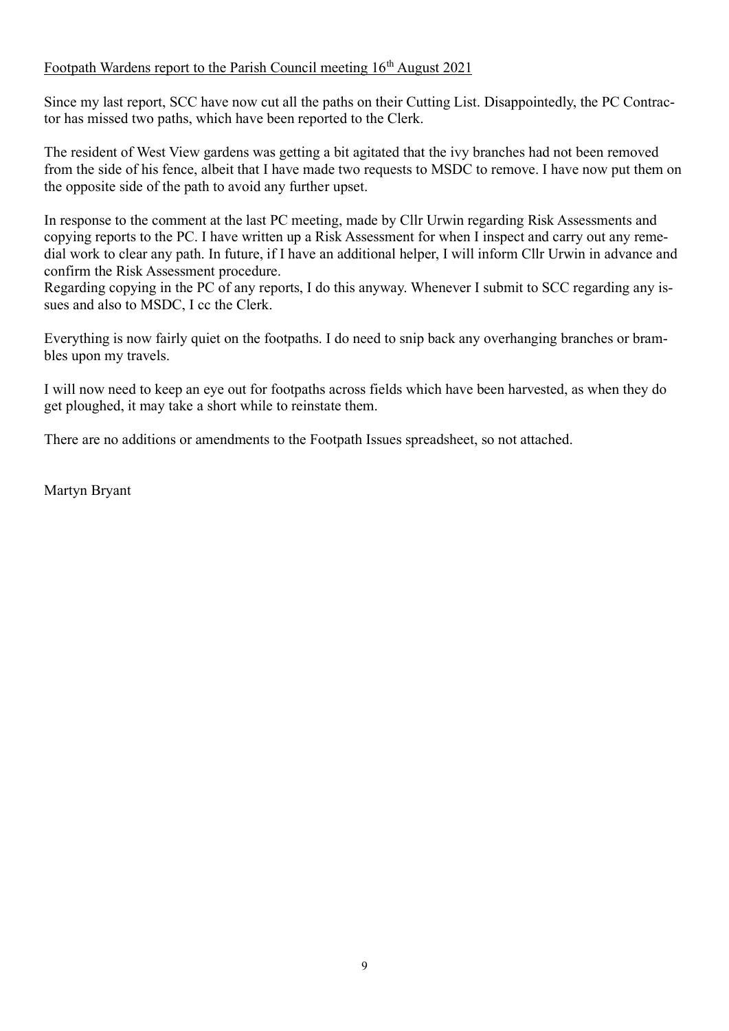Footpath Wardens report to the Parish Council meeting 16th August 2021

Since my last report, SCC have now cut all the paths on their Cutting List. Disappointedly, the PC Contractor has missed two paths, which have been reported to the Clerk.

The resident of West View gardens was getting a bit agitated that the ivy branches had not been removed from the side of his fence, albeit that I have made two requests to MSDC to remove. I have now put them on the opposite side of the path to avoid any further upset.

In response to the comment at the last PC meeting, made by Cllr Urwin regarding Risk Assessments and copying reports to the PC. I have written up a Risk Assessment for when I inspect and carry out any remedial work to clear any path. In future, if I have an additional helper, I will inform Cllr Urwin in advance and confirm the Risk Assessment procedure.
Regarding copying in the PC of any reports, I do this anyway. Whenever I submit to SCC regarding any issues and also to MSDC, I cc the Clerk.

Everything is now fairly quiet on the footpaths. I do need to snip back any overhanging branches or brambles upon my travels.

I will now need to keep an eye out for footpaths across fields which have been harvested, as when they do get ploughed, it may take a short while to reinstate them.

There are no additions or amendments to the Footpath Issues spreadsheet, so not attached.

Martyn Bryant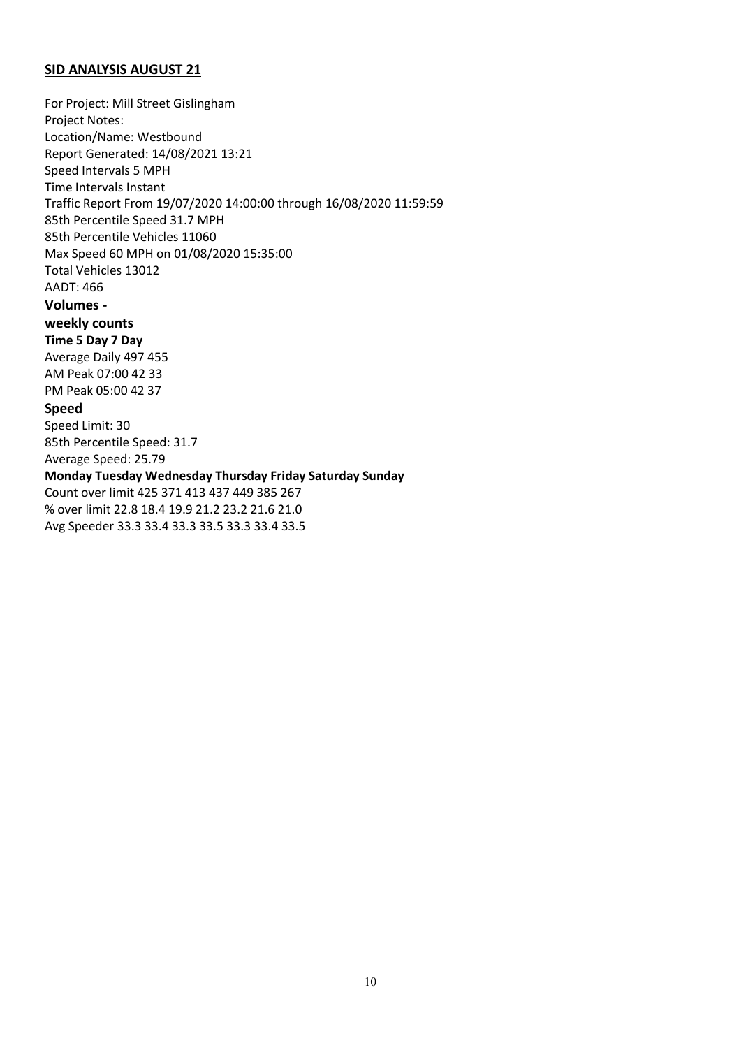## SID ANALYSIS AUGUST 21

For Project: Mill Street Gislingham
Project Notes:
Location/Name: Westbound
Report Generated: 14/08/2021 13:21
Speed Intervals 5 MPH
Time Intervals Instant
Traffic Report From 19/07/2020 14:00:00 through 16/08/2020 11:59:59
85th Percentile Speed 31.7 MPH
85th Percentile Vehicles 11060
Max Speed 60 MPH on 01/08/2020 15:35:00
Total Vehicles 13012
AADT: 466

**Volumes -**

**weekly counts**

**Time 5 Day 7 Day**
Average Daily 497 455
AM Peak 07:00 42 33
PM Peak 05:00 42 37

**Speed**

Speed Limit: 30
85th Percentile Speed: 31.7
Average Speed: 25.79

**Monday Tuesday Wednesday Thursday Friday Saturday Sunday**
Count over limit 425 371 413 437 449 385 267
% over limit 22.8 18.4 19.9 21.2 23.2 21.6 21.0
Avg Speeder 33.3 33.4 33.3 33.5 33.3 33.4 33.5